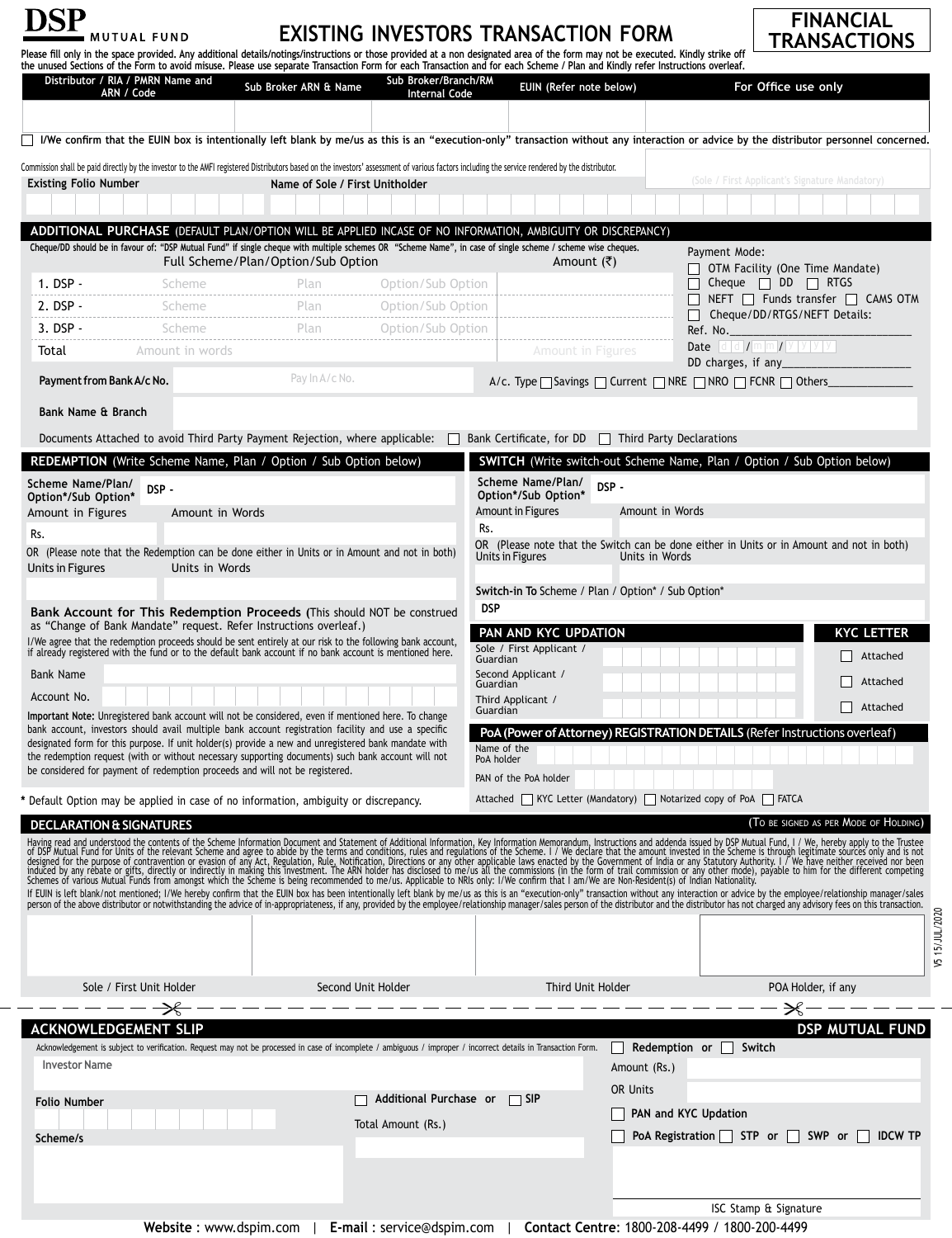# DSP MUTUAL FUND

## EXISTING INVESTORS TRANSACTION FORM

**FINANCIAL TRANSACTIONS**

Please fill only in the space provided. Any additional details/notings/instructions or those provided at a non designated area of the form may not be executed. Kindly strike off the unused Sections of the Form to avoid misuse. Please use separate Transaction Form for each Transaction and for each Scheme / Plan and Kindly refer Instructions overleaf.

| Distributor / RIA / PMRN Name and ARN / Code | Sub Broker ARN & Name | Sub Broker/Branch/RM Internal Code | EUIN (Refer note below) | For Office use only |
|---|---|---|---|---|
| | | | | |

☐ I/We confirm that the EUIN box is intentionally left blank by me/us as this is an "execution-only" transaction without any interaction or advice by the distributor personnel concerned.

Commission shall be paid directly by the investor to the AMFI registered Distributors based on the investors' assessment of various factors including the service rendered by the distributor.

(Sole / First Applicant's Signature Mandatory)

Existing Folio Number | Name of Sole / First Unitholder

## ADDITIONAL PURCHASE (DEFAULT PLAN/OPTION WILL BE APPLIED INCASE OF NO INFORMATION, AMBIGUITY OR DISCREPANCY)

Cheque/DD should be in favour of: "DSP Mutual Fund" if single cheque with multiple schemes OR "Scheme Name", in case of single scheme / scheme wise cheques.

| Full Scheme/Plan/Option/Sub Option | Amount (₹) |
|---|---|
| 1. DSP - Scheme Plan Option/Sub Option | |
| 2. DSP - Scheme Plan Option/Sub Option | |
| 3. DSP - Scheme Plan Option/Sub Option | |
| Total Amount in words | Amount in Figures |

Payment Mode:
☐ OTM Facility (One Time Mandate)
☐ Cheque ☐ DD ☐ RTGS
☐ NEFT ☐ Funds transfer ☐ CAMS OTM
☐ Cheque/DD/RTGS/NEFT Details:
Ref. No.____________________
Date d d / m m / y y y y
DD charges, if any____________________

Payment from Bank A/c No. Pay In A/c No.

A/c. Type ☐ Savings ☐ Current ☐ NRE ☐ NRO ☐ FCNR ☐ Others____________

Bank Name & Branch

Documents Attached to avoid Third Party Payment Rejection, where applicable: ☐ Bank Certificate, for DD ☐ Third Party Declarations

## REDEMPTION (Write Scheme Name, Plan / Option / Sub Option below)

Scheme Name/Plan/ Option*/Sub Option* DSP -

Amount in Figures | Amount in Words
Rs.

OR (Please note that the Redemption can be done either in Units or in Amount and not in both)

Units in Figures | Units in Words

**Bank Account for This Redemption Proceeds** (This should NOT be construed as "Change of Bank Mandate" request. Refer Instructions overleaf.)

I/We agree that the redemption proceeds should be sent entirely at our risk to the following bank account, if already registered with the fund or to the default bank account if no bank account is mentioned here.

Bank Name

Account No.

**Important Note:** Unregistered bank account will not be considered, even if mentioned here. To change bank account, investors should avail multiple bank account registration facility and use a specific designated form for this purpose. If unit holder(s) provide a new and unregistered bank mandate with the redemption request (with or without necessary supporting documents) such bank account will not be considered for payment of redemption proceeds and will not be registered.

\* Default Option may be applied in case of no information, ambiguity or discrepancy.

## SWITCH (Write switch-out Scheme Name, Plan / Option / Sub Option below)

Scheme Name/Plan/ Option*/Sub Option* DSP -

Amount in Figures | Amount in Words
Rs.

OR (Please note that the Switch can be done either in Units or in Amount and not in both)

Units in Figures | Units in Words

**Switch-in To** Scheme / Plan / Option* / Sub Option*
DSP

## PAN AND KYC UPDATION

| | PAN | KYC LETTER |
|---|---|---|
| Sole / First Applicant / Guardian | | ☐ Attached |
| Second Applicant / Guardian | | ☐ Attached |
| Third Applicant / Guardian | | ☐ Attached |

## PoA (Power of Attorney) REGISTRATION DETAILS (Refer Instructions overleaf)

Name of the PoA holder

PAN of the PoA holder

Attached ☐ KYC Letter (Mandatory) ☐ Notarized copy of PoA ☐ FATCA

## DECLARATION & SIGNATURES

(To be signed as per Mode of Holding)

Having read and understood the contents of the Scheme Information Document and Statement of Additional Information, Key Information Memorandum, Instructions and addenda issued by DSP Mutual Fund, I / We, hereby apply to the Trustee of DSP Mutual Fund for Units of the relevant Scheme and agree to abide by the terms and conditions, rules and regulations of the Scheme. I / We declare that the amount invested in the Scheme is through legitimate sources only and is not designed for the purpose of contravention or evasion of any Act, Regulation, Rule, Notification, Directions or any other applicable laws enacted by the Government of India or any Statutory Authority. I / We have neither received nor been induced by any rebate or gifts, directly or indirectly in making this investment. The ARN holder has disclosed to me/us all the commissions (in the form of trail commission or any other mode), payable to him for the different competing Schemes of various Mutual Funds from amongst which the Scheme is being recommended to me/us. Applicable to NRIs only: I/We confirm that I am/We are Non-Resident(s) of Indian Nationality.

If EUIN is left blank/not mentioned; I/We hereby confirm that the EUIN box has been intentionally left blank by me/us as this is an "execution-only" transaction without any interaction or advice by the employee/relationship manager/sales person of the above distributor or notwithstanding the advice of in-appropriateness, if any, provided by the employee/relationship manager/sales person of the distributor and the distributor has not charged any advisory fees on this transaction.

| Sole / First Unit Holder | Second Unit Holder | Third Unit Holder | POA Holder, if any |
|---|---|---|---|
| | | | |

V5 15/JUL/2020

---

## ACKNOWLEDGEMENT SLIP

**DSP MUTUAL FUND**

Acknowledgement is subject to verification. Request may not be processed in case of incomplete / ambiguous / improper / incorrect details in Transaction Form.

Investor Name

Folio Number

Scheme/s

☐ Additional Purchase or ☐ SIP

Total Amount (Rs.)

☐ Redemption or ☐ Switch

Amount (Rs.)

OR Units

☐ PAN and KYC Updation

☐ PoA Registration ☐ STP or ☐ SWP or ☐ IDCW TP

ISC Stamp & Signature

**Website :** www.dspim.com | **E-mail :** service@dspim.com | **Contact Centre**: 1800-208-4499 / 1800-200-4499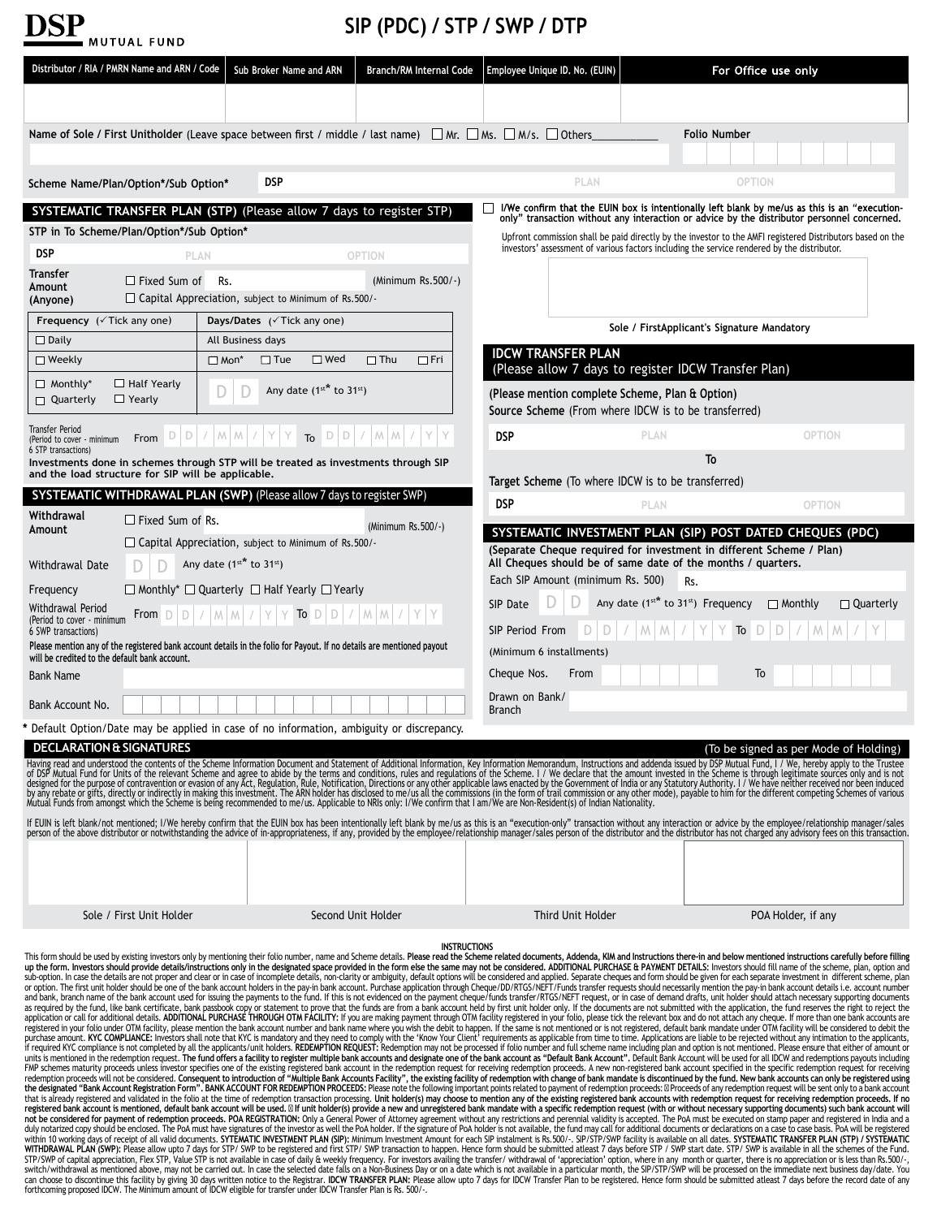**DSP** MUTUAL FUND

# SIP (PDC) / STP / SWP / DTP

| Distributor / RIA / PMRN Name and ARN / Code | Sub Broker Name and ARN | Branch/RM Internal Code | Employee Unique ID. No. (EUIN) | For Office use only |
|---|---|---|---|---|
| | | | | |

Name of Sole / First Unitholder (Leave space between first / middle / last name) ☐ Mr. ☐ Ms. ☐ M/s. ☐ Others\_\_\_\_\_\_\_\_\_\_\_ Folio Number

Scheme Name/Plan/Option*/Sub Option* DSP PLAN OPTION

## SYSTEMATIC TRANSFER PLAN (STP) (Please allow 7 days to register STP)

STP in To Scheme/Plan/Option*/Sub Option*

DSP PLAN OPTION

Transfer Amount (Anyone): ☐ Fixed Sum of Rs. (Minimum Rs.500/-) ☐ Capital Appreciation, subject to Minimum of Rs.500/-

| Frequency (✓Tick any one) | Days/Dates (✓Tick any one) |
|---|---|
| ☐ Daily | All Business days |
| ☐ Weekly | ☐ Mon* ☐ Tue ☐ Wed ☐ Thu ☐ Fri |
| ☐ Monthly* ☐ Half Yearly ☐ Quarterly ☐ Yearly | D D Any date (1st* to 31st) |

Transfer Period (Period to cover - minimum 6 STP transactions) From D D / M M / Y Y To D D / M M / Y Y

**Investments done in schemes through STP will be treated as investments through SIP and the load structure for SIP will be applicable.**

## SYSTEMATIC WITHDRAWAL PLAN (SWP) (Please allow 7 days to register SWP)

Withdrawal Amount: ☐ Fixed Sum of Rs. (Minimum Rs.500/-) ☐ Capital Appreciation, subject to Minimum of Rs.500/-

Withdrawal Date D D Any date (1st* to 31st)

Frequency ☐ Monthly* ☐ Quarterly ☐ Half Yearly ☐ Yearly

Withdrawal Period (Period to cover - minimum 6 SWP transactions) From D D / M M / Y Y To D D / M M / Y Y

**Please mention any of the registered bank account details in the folio for Payout. If no details are mentioned payout will be credited to the default bank account.**

Bank Name

Bank Account No.

\* Default Option/Date may be applied in case of no information, ambiguity or discrepancy.

☐ **I/We confirm that the EUIN box is intentionally left blank by me/us as this is an "execution-only" transaction without any interaction or advice by the distributor personnel concerned.**

Upfront commission shall be paid directly by the investor to the AMFI registered Distributors based on the investors' assessment of various factors including the service rendered by the distributor.

Sole / FirstApplicant's Signature Mandatory

## IDCW TRANSFER PLAN (Please allow 7 days to register IDCW Transfer Plan)

**(Please mention complete Scheme, Plan & Option)**
**Source Scheme** (From where IDCW is to be transferred)

DSP PLAN OPTION

To

**Target Scheme** (To where IDCW is to be transferred)

DSP PLAN OPTION

## SYSTEMATIC INVESTMENT PLAN (SIP) POST DATED CHEQUES (PDC)

**(Separate Cheque required for investment in different Scheme / Plan) All Cheques should be of same date of the months / quarters.**

Each SIP Amount (minimum Rs. 500) Rs.

SIP Date D D Any date (1st* to 31st) Frequency ☐ Monthly ☐ Quarterly

SIP Period From D D / M M / Y Y To D D / M M / Y

(Minimum 6 installments)

Cheque Nos. From To

Drawn on Bank/ Branch

## DECLARATION & SIGNATURES (To be signed as per Mode of Holding)

Having read and understood the contents of the Scheme Information Document and Statement of Additional Information, Key Information Memorandum, Instructions and addenda issued by DSP Mutual Fund, I / We, hereby apply to the Trustee of DSP Mutual Fund for Units of the relevant Scheme and agree to abide by the terms and conditions, rules and regulations of the Scheme. I / We declare that the amount invested in the Scheme is through legitimate sources only and is not designed for the purpose of contravention or evasion of any Act, Regulation, Rule, Notification, Directions or any other applicable laws enacted by the Government of India or any Statutory Authority. I / We have neither received nor been induced by any rebate or gifts, directly or indirectly in making this investment. The ARN holder has disclosed to me/us all the commissions (in the form of trail commission or any other mode), payable to him for the different competing Schemes of various Mutual Funds from amongst which the Scheme is being recommended to me/us. Applicable to NRIs only: I/We confirm that I am/We are Non-Resident(s) of Indian Nationality.

If EUIN is left blank/not mentioned; I/We hereby confirm that the EUIN box has been intentionally left blank by me/us as this is an "execution-only" transaction without any interaction or advice by the employee/relationship manager/sales person of the above distributor or notwithstanding the advice of in-appropriateness, if any, provided by the employee/relationship manager/sales person of the distributor and the distributor has not charged any advisory fees on this transaction.

| Sole / First Unit Holder | Second Unit Holder | Third Unit Holder | POA Holder, if any |
|---|---|---|---|

### INSTRUCTIONS

This form should be used by existing investors only by mentioning their folio number, name and Scheme details. **Please read the Scheme related documents, Addenda, KIM and Instructions there-in and below mentioned instructions carefully before filling up the form. Investors should provide details/instructions only in the designated space provided in the form else the same may not be considered. ADDITIONAL PURCHASE & PAYMENT DETAILS:** Investors should fill name of the scheme, plan, option and sub-option. In case the details are not proper and clear or in case of incomplete details, non-clarity or ambiguity, default options will be considered and applied. Separate cheques and form should be given for each separate investment in different scheme, plan or option. The first unit holder should be one of the bank account holders in the pay-in bank account. Purchase application through Cheque/DD/RTGS/NEFT/Funds transfer requests should necessarily mention the pay-in bank account details i.e. account number and bank, branch name of the bank account used for issuing the payments to the fund. If this is not evidenced on the payment cheque/funds transfer/RTGS/NEFT request, or in case of demand drafts, unit holder should attach necessary supporting documents as required by the fund, like bank certificate, bank passbook copy or statement to prove that the funds are from a bank account held by first unit holder only. If the documents are not submitted with the application, the fund reserves the right to reject the application or call for additional details. **ADDITIONAL PURCHASE THROUGH OTM FACILITY:** If you are making payment through OTM facility registered in your folio, please tick the relevant box and do not attach any cheque. If more than one bank accounts are registered in your folio under OTM facility, please mention the bank account number and bank name where you wish the debit to happen. If the same is not mentioned or is not registered, default bank mandate under OTM facility will be considered to debit the purchase amount. **KYC COMPLIANCE:** Investors shall note that KYC is mandatory and they need to comply with the 'Know Your Client' requirements as applicable from time to time. Applications are liable to be rejected without any intimation to the applicants, if required KYC compliance is not completed by all the applicants/unit holders. **REDEMPTION REQUEST:** Redemption may not be processed if folio number and full scheme name including plan and option is not mentioned. Please ensure that either of amount or units is mentioned in the redemption request. **The fund offers a facility to register multiple bank accounts and designate one of the bank account as "Default Bank Account".** Default Bank Account will be used for all IDCW and redemptions payouts including FMP schemes maturity proceeds unless investor specifies one of the existing registered bank account in the redemption request for receiving redemption proceeds. A new non-registered bank account specified in the specific redemption request for receiving redemption proceeds will not be considered. **Consequent to introduction of "Multiple Bank Accounts Facility", the existing facility of redemption with change of bank mandate is discontinued by the fund. New bank accounts can only be registered using the designated "Bank Account Registration Form". BANK ACCOUNT FOR REDEMPTION PROCEEDS:** Please note the following important points related to payment of redemption proceeds: • Proceeds of any redemption request will be sent only to a bank account that is already registered and validated in the folio at the time of redemption transaction processing. **Unit holder(s) may choose to mention any of the existing registered bank accounts with redemption request for receiving redemption proceeds. If no registered bank account is mentioned, default bank account will be used. • If unit holder(s) provide a new and unregistered bank mandate with a specific redemption request (with or without necessary supporting documents) such bank account will not be considered for payment of redemption proceeds. POA REGISTRATION:** Only a General Power of Attorney agreement without any restrictions and perennial validity is accepted. The PoA must be executed on stamp paper and registered in India and a duly notarized copy should be enclosed. The PoA must have signatures of the investor as well the PoA holder. If the signature of PoA holder is not available, the fund may call for additional documents or declarations on a case to case basis. PoA will be registered within 10 working days of receipt of all valid documents. **SYSTEMATIC INVESTMENT PLAN (SIP):** Minimum Investment Amount for each SIP instalment is Rs.500/-. SIP/STP/SWP facility is available on all dates. **SYSTEMATIC TRANSFER PLAN (STP) / SYSTEMATIC WITHDRAWAL PLAN (SWP):** Please allow upto 7 days for STP/ SWP to be registered and first STP/ SWP transaction to happen. Hence form should be submitted atleast 7 days before STP / SWP start date. STP/ SWP is available in all the schemes of the Fund. STP/SWP of capital appreciation, Flex STP, Value STP is not available in case of daily & weekly frequency. For investors availing the transfer/ withdrawal of 'appreciation' option, where in any month or quarter, there is no appreciation or is less than Rs.500/-, switch/withdrawal as mentioned above, may not be carried out. In case the selected date falls on a Non-Business Day or on a date which is not available in a particular month, the SIP/STP/SWP will be processed on the immediate next business day/date. You can choose to discontinue this facility by giving 30 days written notice to the Registrar. **IDCW TRANSFER PLAN:** Please allow upto 7 days for IDCW Transfer Plan to be registered. Hence form should be submitted atleast 7 days before the record date of any forthcoming proposed IDCW. The Minimum amount of IDCW eligible for transfer under IDCW Transfer Plan is Rs. 500/-.